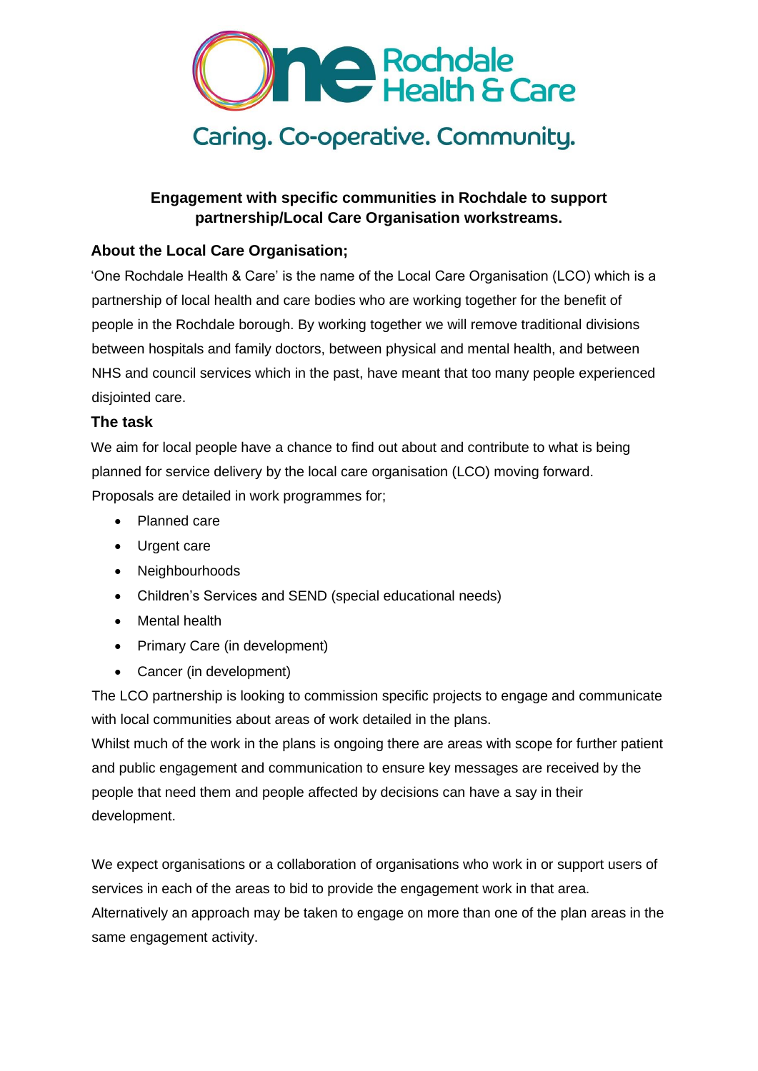One Rochdale Health & Care

Caring. Co-operative. Community.

# Engagement with specific communities in Rochdale to support partnership/Local Care Organisation workstreams.

## About the Local Care Organisation;

'One Rochdale Health & Care' is the name of the Local Care Organisation (LCO) which is a partnership of local health and care bodies who are working together for the benefit of people in the Rochdale borough. By working together we will remove traditional divisions between hospitals and family doctors, between physical and mental health, and between NHS and council services which in the past, have meant that too many people experienced disjointed care.

## The task

We aim for local people have a chance to find out about and contribute to what is being planned for service delivery by the local care organisation (LCO) moving forward. Proposals are detailed in work programmes for;

- Planned care
- Urgent care
- Neighbourhoods
- Children's Services and SEND (special educational needs)
- Mental health
- Primary Care (in development)
- Cancer (in development)

The LCO partnership is looking to commission specific projects to engage and communicate with local communities about areas of work detailed in the plans.

Whilst much of the work in the plans is ongoing there are areas with scope for further patient and public engagement and communication to ensure key messages are received by the people that need them and people affected by decisions can have a say in their development.

We expect organisations or a collaboration of organisations who work in or support users of services in each of the areas to bid to provide the engagement work in that area. Alternatively an approach may be taken to engage on more than one of the plan areas in the same engagement activity.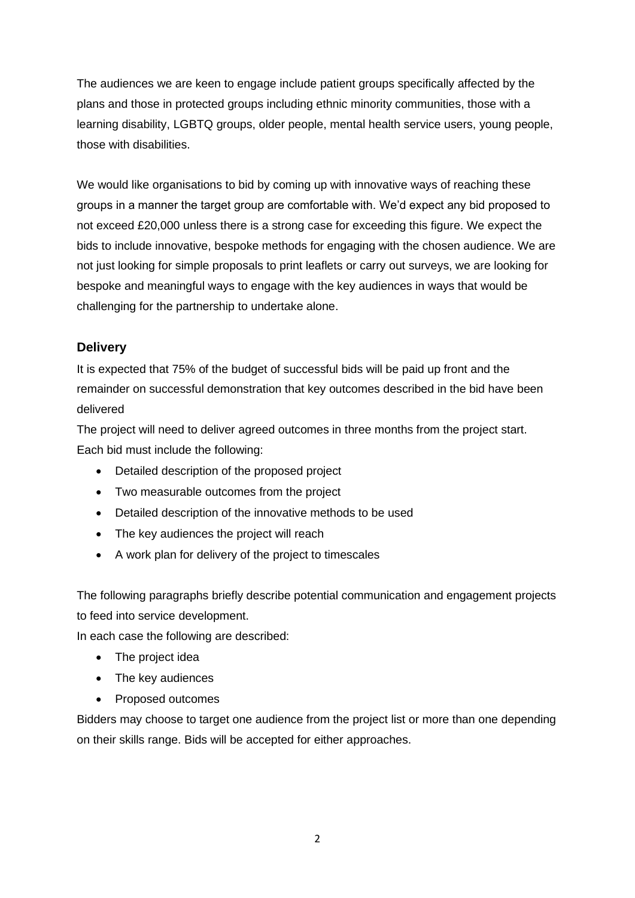The audiences we are keen to engage include patient groups specifically affected by the plans and those in protected groups including ethnic minority communities, those with a learning disability, LGBTQ groups, older people, mental health service users, young people, those with disabilities.

We would like organisations to bid by coming up with innovative ways of reaching these groups in a manner the target group are comfortable with. We'd expect any bid proposed to not exceed £20,000 unless there is a strong case for exceeding this figure. We expect the bids to include innovative, bespoke methods for engaging with the chosen audience. We are not just looking for simple proposals to print leaflets or carry out surveys, we are looking for bespoke and meaningful ways to engage with the key audiences in ways that would be challenging for the partnership to undertake alone.

### Delivery

It is expected that 75% of the budget of successful bids will be paid up front and the remainder on successful demonstration that key outcomes described in the bid have been delivered

The project will need to deliver agreed outcomes in three months from the project start.
Each bid must include the following:

- Detailed description of the proposed project
- Two measurable outcomes from the project
- Detailed description of the innovative methods to be used
- The key audiences the project will reach
- A work plan for delivery of the project to timescales

The following paragraphs briefly describe potential communication and engagement projects to feed into service development.

In each case the following are described:

- The project idea
- The key audiences
- Proposed outcomes

Bidders may choose to target one audience from the project list or more than one depending on their skills range. Bids will be accepted for either approaches.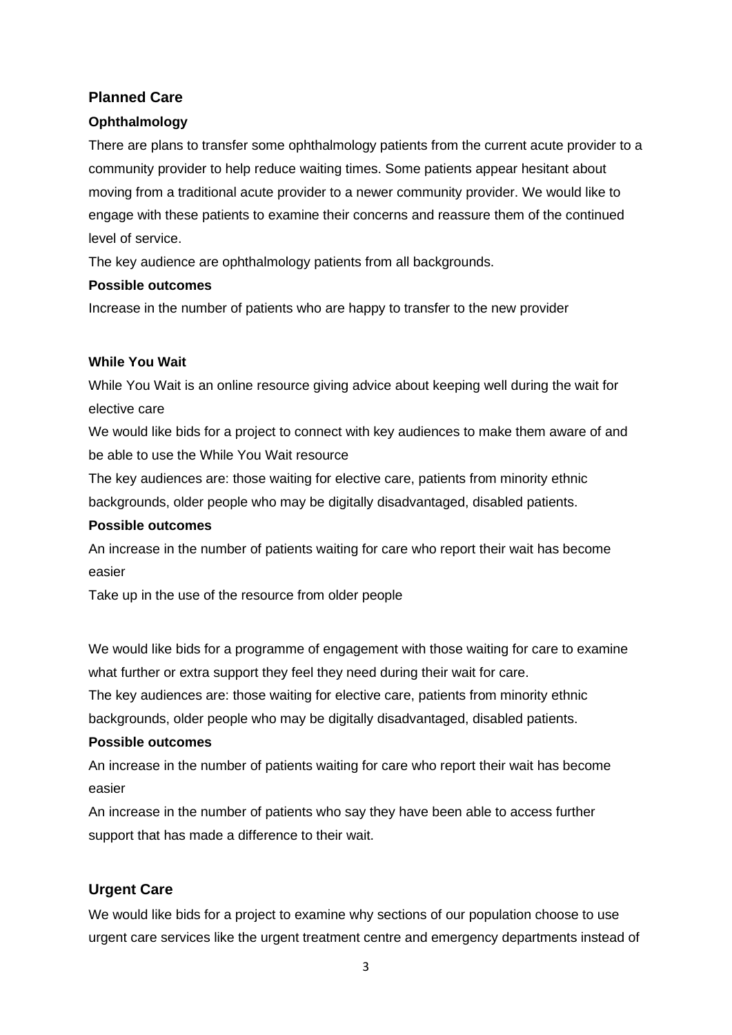## Planned Care

### Ophthalmology

There are plans to transfer some ophthalmology patients from the current acute provider to a community provider to help reduce waiting times. Some patients appear hesitant about moving from a traditional acute provider to a newer community provider. We would like to engage with these patients to examine their concerns and reassure them of the continued level of service.

The key audience are ophthalmology patients from all backgrounds.

**Possible outcomes**

Increase in the number of patients who are happy to transfer to the new provider

### While You Wait

While You Wait is an online resource giving advice about keeping well during the wait for elective care

We would like bids for a project to connect with key audiences to make them aware of and be able to use the While You Wait resource

The key audiences are: those waiting for elective care, patients from minority ethnic backgrounds, older people who may be digitally disadvantaged, disabled patients.

**Possible outcomes**

An increase in the number of patients waiting for care who report their wait has become easier

Take up in the use of the resource from older people

We would like bids for a programme of engagement with those waiting for care to examine what further or extra support they feel they need during their wait for care.

The key audiences are: those waiting for elective care, patients from minority ethnic backgrounds, older people who may be digitally disadvantaged, disabled patients.

**Possible outcomes**

An increase in the number of patients waiting for care who report their wait has become easier

An increase in the number of patients who say they have been able to access further support that has made a difference to their wait.

## Urgent Care

We would like bids for a project to examine why sections of our population choose to use urgent care services like the urgent treatment centre and emergency departments instead of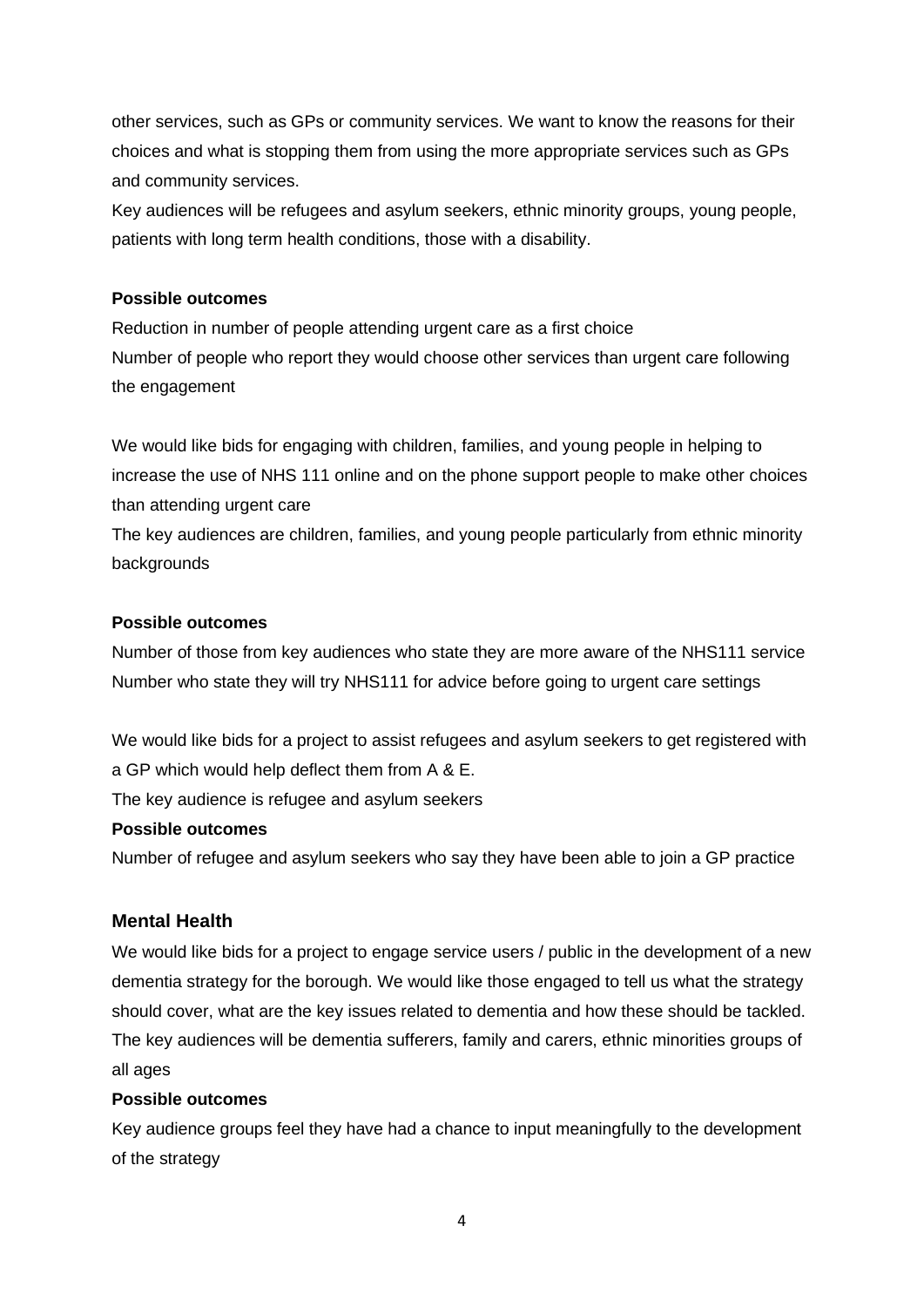other services, such as GPs or community services. We want to know the reasons for their choices and what is stopping them from using the more appropriate services such as GPs and community services.

Key audiences will be refugees and asylum seekers, ethnic minority groups, young people, patients with long term health conditions, those with a disability.

**Possible outcomes**

Reduction in number of people attending urgent care as a first choice

Number of people who report they would choose other services than urgent care following the engagement

We would like bids for engaging with children, families, and young people in helping to increase the use of NHS 111 online and on the phone support people to make other choices than attending urgent care

The key audiences are children, families, and young people particularly from ethnic minority backgrounds

**Possible outcomes**

Number of those from key audiences who state they are more aware of the NHS111 service

Number who state they will try NHS111 for advice before going to urgent care settings

We would like bids for a project to assist refugees and asylum seekers to get registered with a GP which would help deflect them from A & E.

The key audience is refugee and asylum seekers

**Possible outcomes**

Number of refugee and asylum seekers who say they have been able to join a GP practice

## Mental Health

We would like bids for a project to engage service users / public in the development of a new dementia strategy for the borough. We would like those engaged to tell us what the strategy should cover, what are the key issues related to dementia and how these should be tackled. The key audiences will be dementia sufferers, family and carers, ethnic minorities groups of all ages

**Possible outcomes**

Key audience groups feel they have had a chance to input meaningfully to the development of the strategy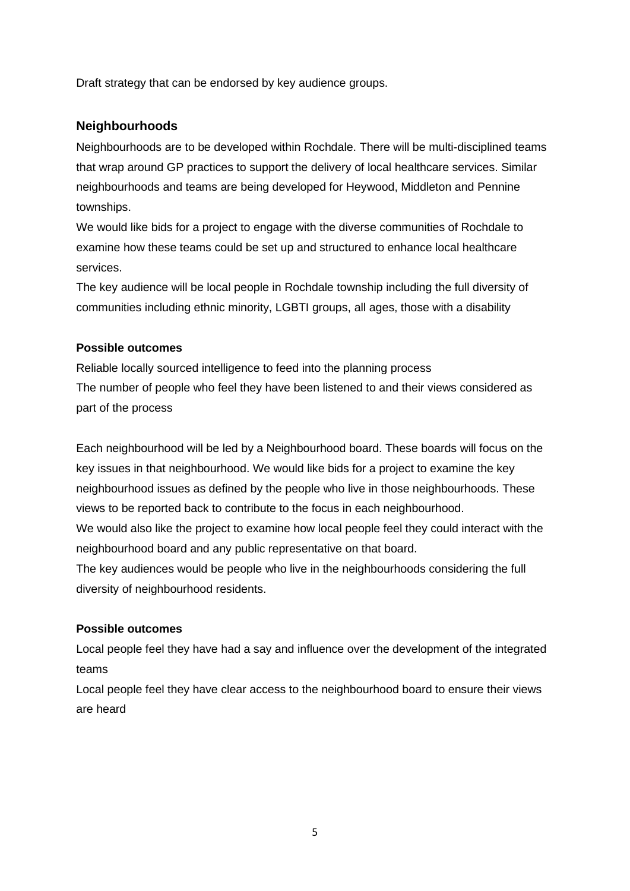Draft strategy that can be endorsed by key audience groups.

## Neighbourhoods

Neighbourhoods are to be developed within Rochdale. There will be multi-disciplined teams that wrap around GP practices to support the delivery of local healthcare services. Similar neighbourhoods and teams are being developed for Heywood, Middleton and Pennine townships.

We would like bids for a project to engage with the diverse communities of Rochdale to examine how these teams could be set up and structured to enhance local healthcare services.

The key audience will be local people in Rochdale township including the full diversity of communities including ethnic minority, LGBTI groups, all ages, those with a disability

**Possible outcomes**

Reliable locally sourced intelligence to feed into the planning process

The number of people who feel they have been listened to and their views considered as part of the process

Each neighbourhood will be led by a Neighbourhood board. These boards will focus on the key issues in that neighbourhood. We would like bids for a project to examine the key neighbourhood issues as defined by the people who live in those neighbourhoods. These views to be reported back to contribute to the focus in each neighbourhood.

We would also like the project to examine how local people feel they could interact with the neighbourhood board and any public representative on that board.

The key audiences would be people who live in the neighbourhoods considering the full diversity of neighbourhood residents.

**Possible outcomes**

Local people feel they have had a say and influence over the development of the integrated teams

Local people feel they have clear access to the neighbourhood board to ensure their views are heard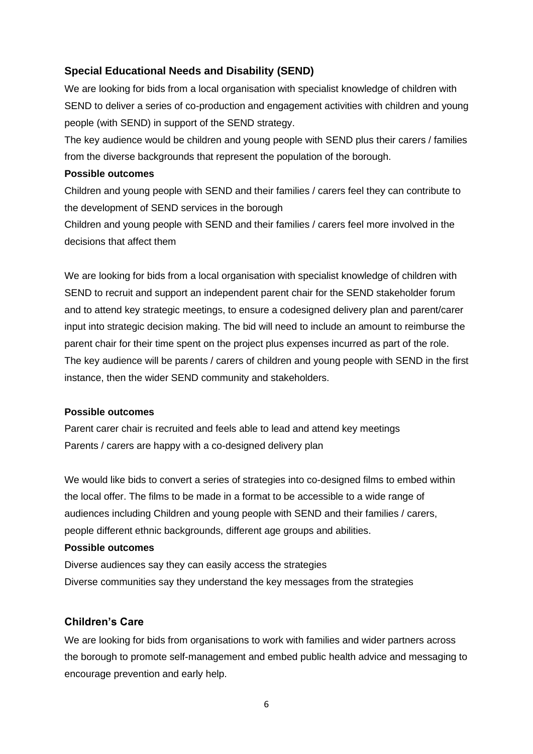## Special Educational Needs and Disability (SEND)

We are looking for bids from a local organisation with specialist knowledge of children with SEND to deliver a series of co-production and engagement activities with children and young people (with SEND) in support of the SEND strategy.

The key audience would be children and young people with SEND plus their carers / families from the diverse backgrounds that represent the population of the borough.

**Possible outcomes**

Children and young people with SEND and their families / carers feel they can contribute to the development of SEND services in the borough

Children and young people with SEND and their families / carers feel more involved in the decisions that affect them

We are looking for bids from a local organisation with specialist knowledge of children with SEND to recruit and support an independent parent chair for the SEND stakeholder forum and to attend key strategic meetings, to ensure a codesigned delivery plan and parent/carer input into strategic decision making. The bid will need to include an amount to reimburse the parent chair for their time spent on the project plus expenses incurred as part of the role. The key audience will be parents / carers of children and young people with SEND in the first instance, then the wider SEND community and stakeholders.

**Possible outcomes**

Parent carer chair is recruited and feels able to lead and attend key meetings

Parents / carers are happy with a co-designed delivery plan

We would like bids to convert a series of strategies into co-designed films to embed within the local offer. The films to be made in a format to be accessible to a wide range of audiences including Children and young people with SEND and their families / carers, people different ethnic backgrounds, different age groups and abilities.

**Possible outcomes**

Diverse audiences say they can easily access the strategies

Diverse communities say they understand the key messages from the strategies

## Children's Care

We are looking for bids from organisations to work with families and wider partners across the borough to promote self-management and embed public health advice and messaging to encourage prevention and early help.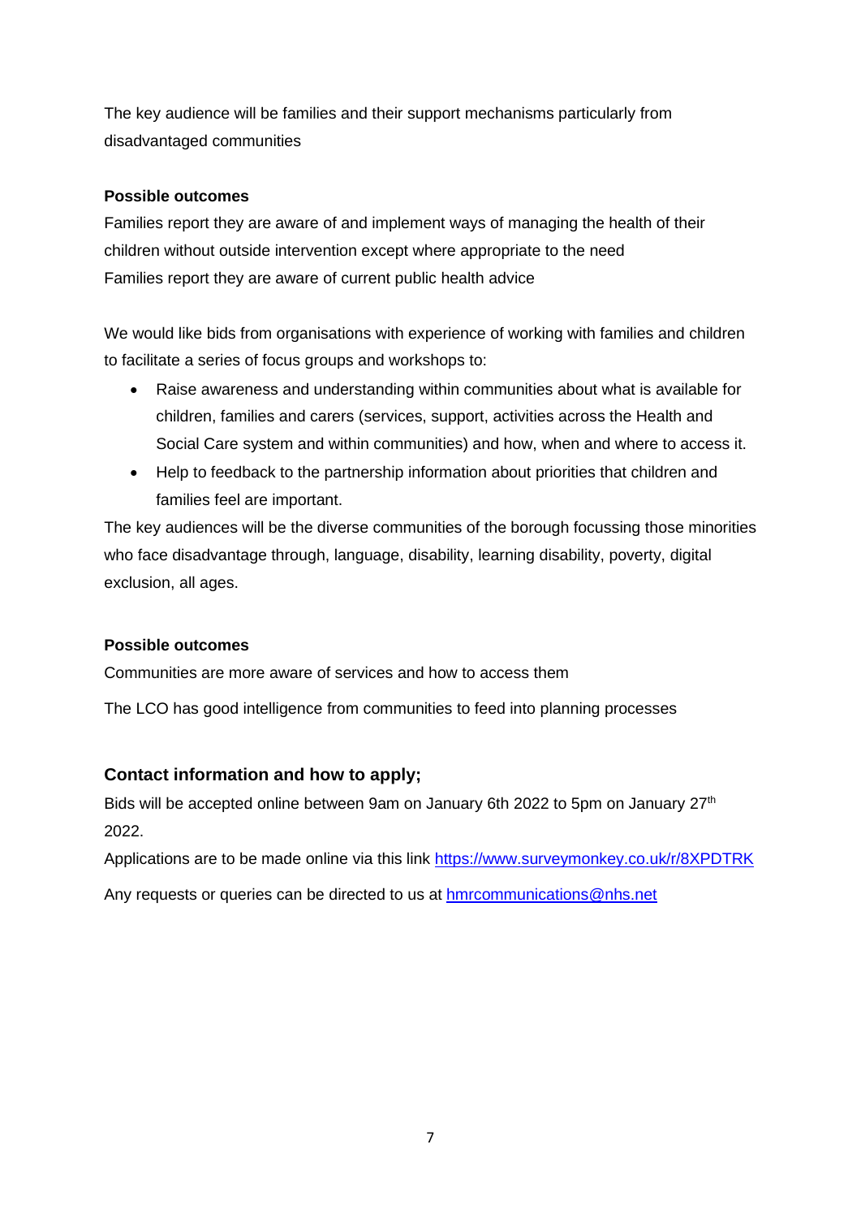The key audience will be families and their support mechanisms particularly from disadvantaged communities

**Possible outcomes**

Families report they are aware of and implement ways of managing the health of their children without outside intervention except where appropriate to the need
Families report they are aware of current public health advice

We would like bids from organisations with experience of working with families and children to facilitate a series of focus groups and workshops to:

- Raise awareness and understanding within communities about what is available for children, families and carers (services, support, activities across the Health and Social Care system and within communities) and how, when and where to access it.
- Help to feedback to the partnership information about priorities that children and families feel are important.

The key audiences will be the diverse communities of the borough focussing those minorities who face disadvantage through, language, disability, learning disability, poverty, digital exclusion, all ages.

**Possible outcomes**

Communities are more aware of services and how to access them

The LCO has good intelligence from communities to feed into planning processes

### Contact information and how to apply;

Bids will be accepted online between 9am on January 6th 2022 to 5pm on January 27th 2022.

Applications are to be made online via this link https://www.surveymonkey.co.uk/r/8XPDTRK

Any requests or queries can be directed to us at hmrcommunications@nhs.net